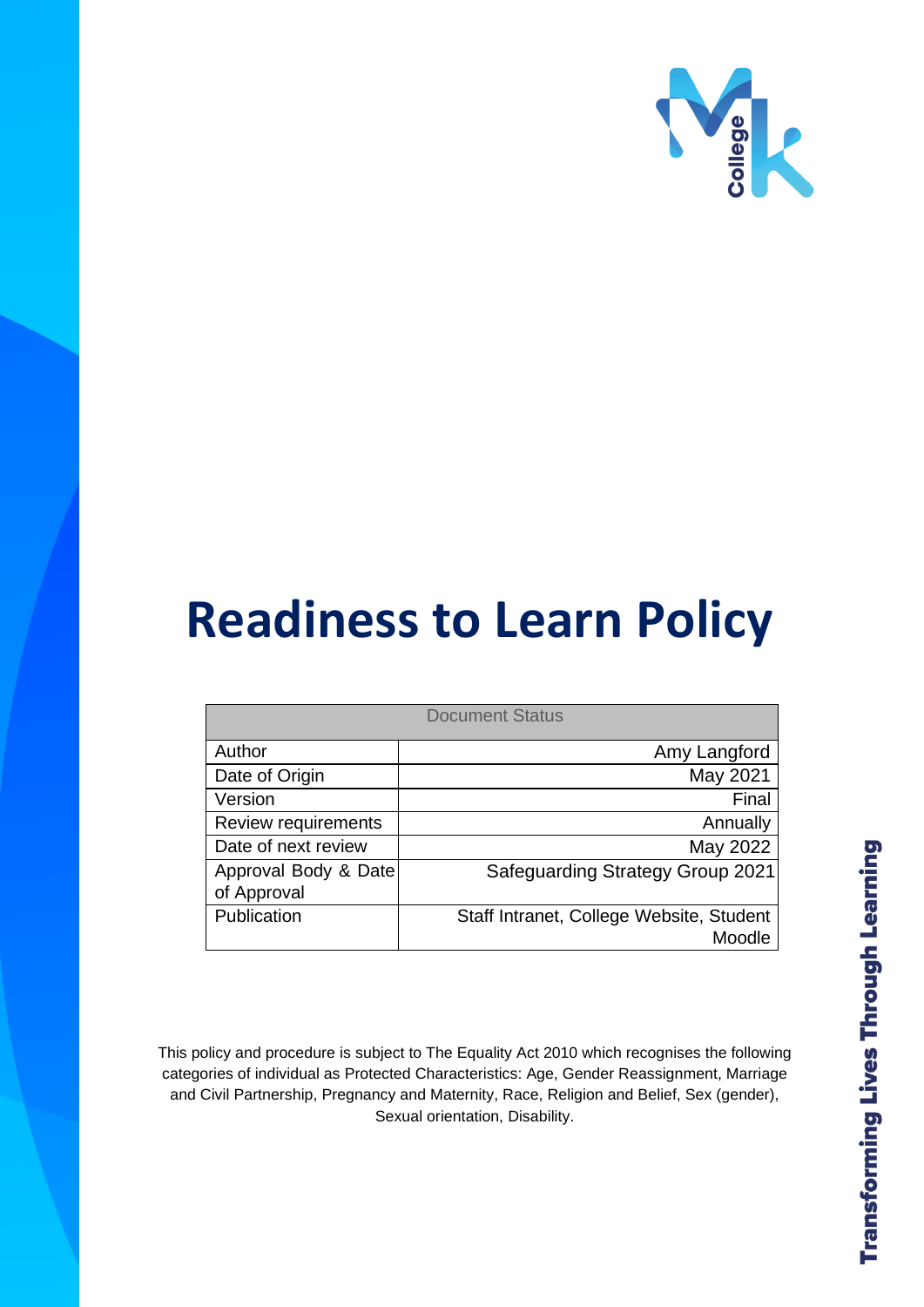# Readiness to Learn Policy

| Document Status | |
|---|---|
| Author | Amy Langford |
| Date of Origin | May 2021 |
| Version | Final |
| Review requirements | Annually |
| Date of next review | May 2022 |
| Approval Body & Date of Approval | Safeguarding Strategy Group 2021 |
| Publication | Staff Intranet, College Website, Student Moodle |

This policy and procedure is subject to The Equality Act 2010 which recognises the following categories of individual as Protected Characteristics: Age, Gender Reassignment, Marriage and Civil Partnership, Pregnancy and Maternity, Race, Religion and Belief, Sex (gender), Sexual orientation, Disability.

Transforming Lives Through Learning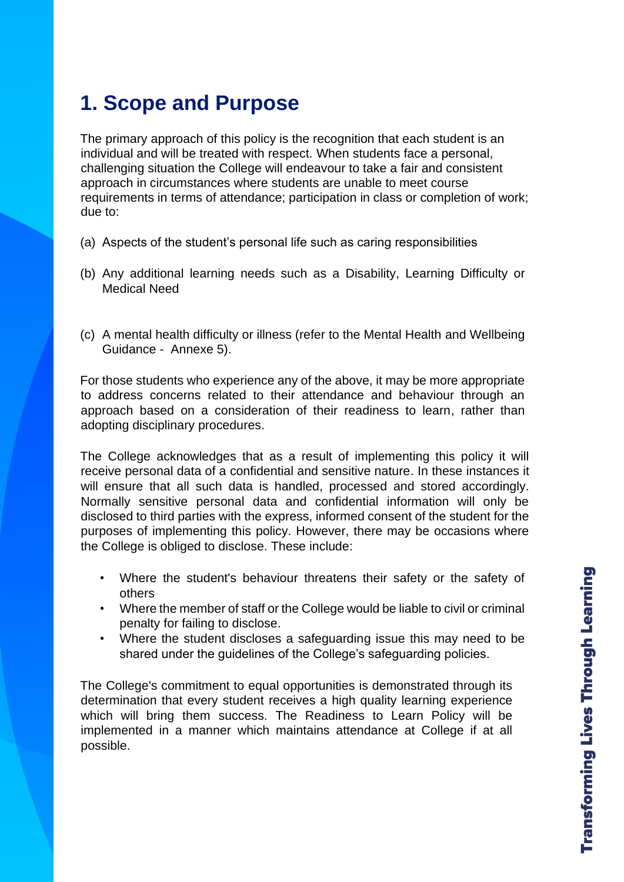# 1. Scope and Purpose

The primary approach of this policy is the recognition that each student is an individual and will be treated with respect. When students face a personal, challenging situation the College will endeavour to take a fair and consistent approach in circumstances where students are unable to meet course requirements in terms of attendance; participation in class or completion of work; due to:

(a) Aspects of the student's personal life such as caring responsibilities

(b) Any additional learning needs such as a Disability, Learning Difficulty or Medical Need

(c) A mental health difficulty or illness (refer to the Mental Health and Wellbeing Guidance - Annexe 5).

For those students who experience any of the above, it may be more appropriate to address concerns related to their attendance and behaviour through an approach based on a consideration of their readiness to learn, rather than adopting disciplinary procedures.

The College acknowledges that as a result of implementing this policy it will receive personal data of a confidential and sensitive nature. In these instances it will ensure that all such data is handled, processed and stored accordingly. Normally sensitive personal data and confidential information will only be disclosed to third parties with the express, informed consent of the student for the purposes of implementing this policy. However, there may be occasions where the College is obliged to disclose. These include:

- Where the student's behaviour threatens their safety or the safety of others
- Where the member of staff or the College would be liable to civil or criminal penalty for failing to disclose.
- Where the student discloses a safeguarding issue this may need to be shared under the guidelines of the College's safeguarding policies.

The College's commitment to equal opportunities is demonstrated through its determination that every student receives a high quality learning experience which will bring them success. The Readiness to Learn Policy will be implemented in a manner which maintains attendance at College if at all possible.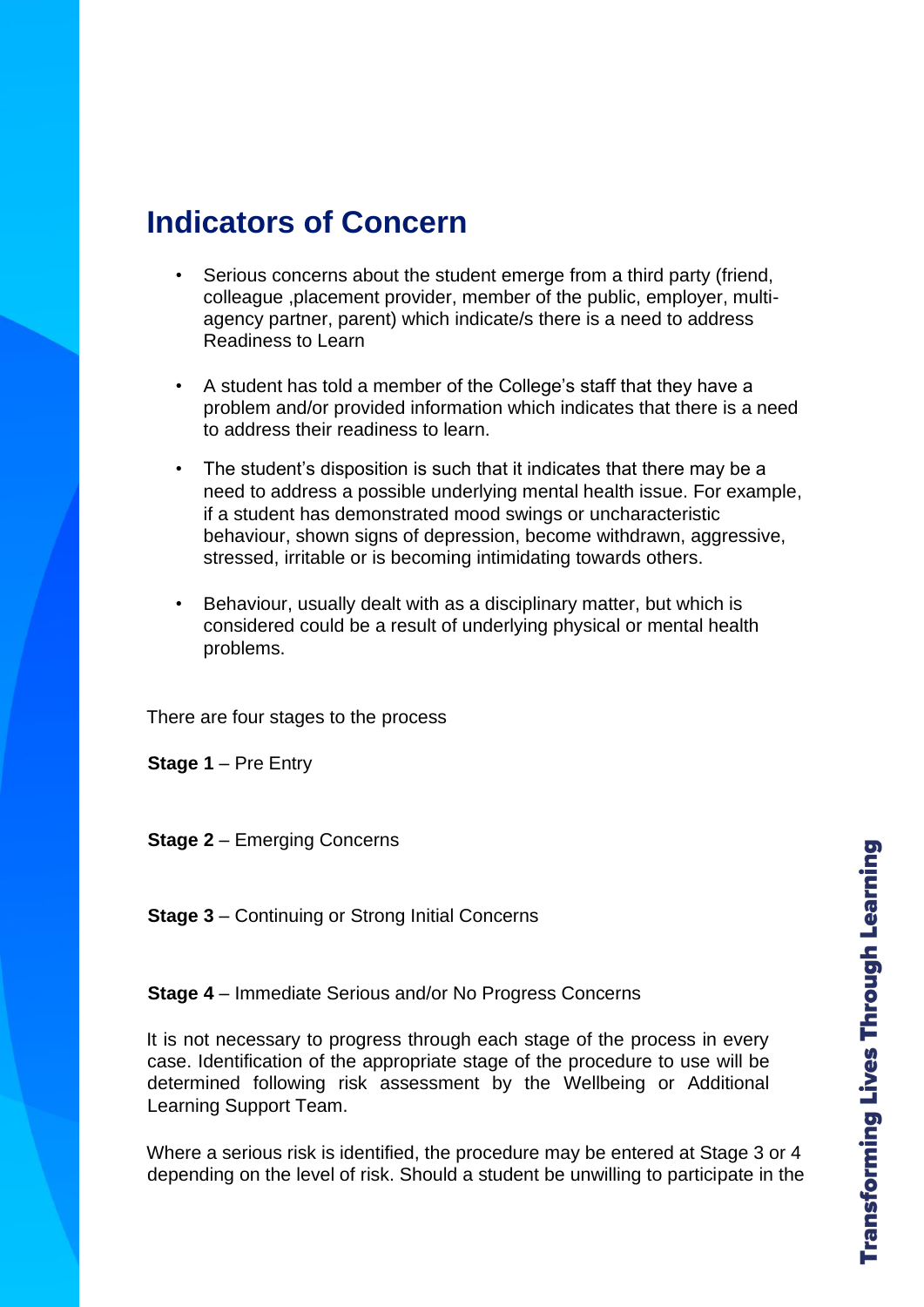## Indicators of Concern

- Serious concerns about the student emerge from a third party (friend, colleague ,placement provider, member of the public, employer, multi-agency partner, parent) which indicate/s there is a need to address Readiness to Learn
- A student has told a member of the College's staff that they have a problem and/or provided information which indicates that there is a need to address their readiness to learn.
- The student's disposition is such that it indicates that there may be a need to address a possible underlying mental health issue. For example, if a student has demonstrated mood swings or uncharacteristic behaviour, shown signs of depression, become withdrawn, aggressive, stressed, irritable or is becoming intimidating towards others.
- Behaviour, usually dealt with as a disciplinary matter, but which is considered could be a result of underlying physical or mental health problems.

There are four stages to the process

**Stage 1** – Pre Entry

**Stage 2** – Emerging Concerns

**Stage 3** – Continuing or Strong Initial Concerns

**Stage 4** – Immediate Serious and/or No Progress Concerns

It is not necessary to progress through each stage of the process in every case. Identification of the appropriate stage of the procedure to use will be determined following risk assessment by the Wellbeing or Additional Learning Support Team.

Where a serious risk is identified, the procedure may be entered at Stage 3 or 4 depending on the level of risk. Should a student be unwilling to participate in the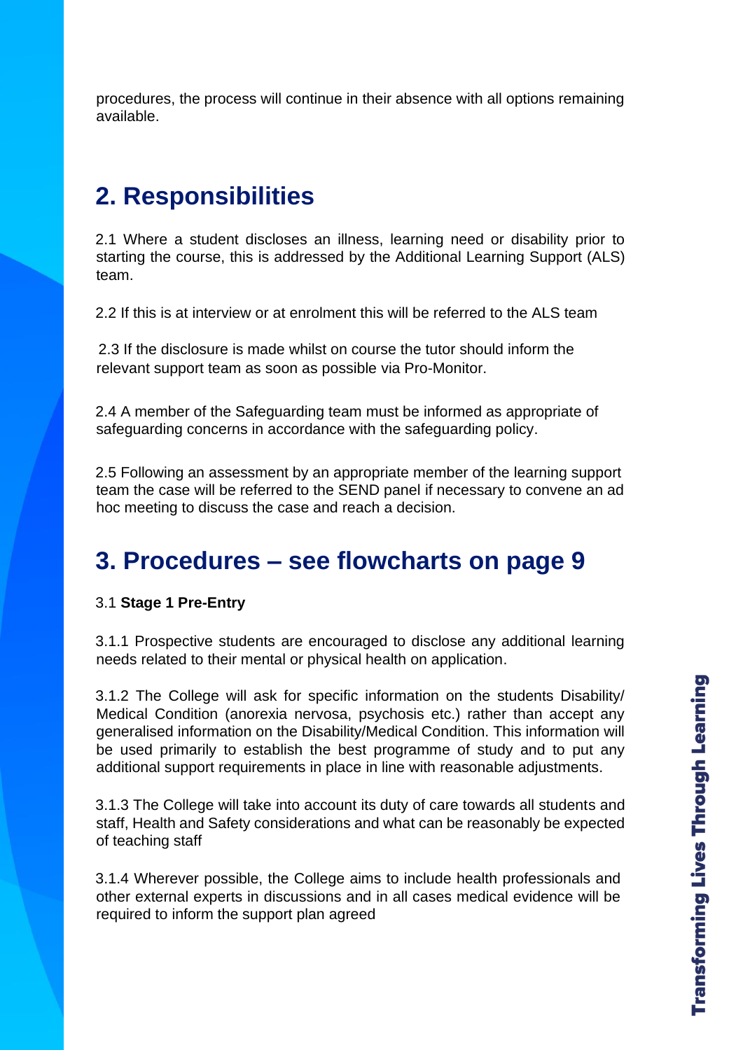procedures, the process will continue in their absence with all options remaining available.

## 2. Responsibilities

2.1 Where a student discloses an illness, learning need or disability prior to starting the course, this is addressed by the Additional Learning Support (ALS) team.

2.2 If this is at interview or at enrolment this will be referred to the ALS team

2.3 If the disclosure is made whilst on course the tutor should inform the relevant support team as soon as possible via Pro-Monitor.

2.4 A member of the Safeguarding team must be informed as appropriate of safeguarding concerns in accordance with the safeguarding policy.

2.5 Following an assessment by an appropriate member of the learning support team the case will be referred to the SEND panel if necessary to convene an ad hoc meeting to discuss the case and reach a decision.

## 3. Procedures – see flowcharts on page 9

3.1 **Stage 1 Pre-Entry**

3.1.1 Prospective students are encouraged to disclose any additional learning needs related to their mental or physical health on application.

3.1.2 The College will ask for specific information on the students Disability/ Medical Condition (anorexia nervosa, psychosis etc.) rather than accept any generalised information on the Disability/Medical Condition. This information will be used primarily to establish the best programme of study and to put any additional support requirements in place in line with reasonable adjustments.

3.1.3 The College will take into account its duty of care towards all students and staff, Health and Safety considerations and what can be reasonably be expected of teaching staff

3.1.4 Wherever possible, the College aims to include health professionals and other external experts in discussions and in all cases medical evidence will be required to inform the support plan agreed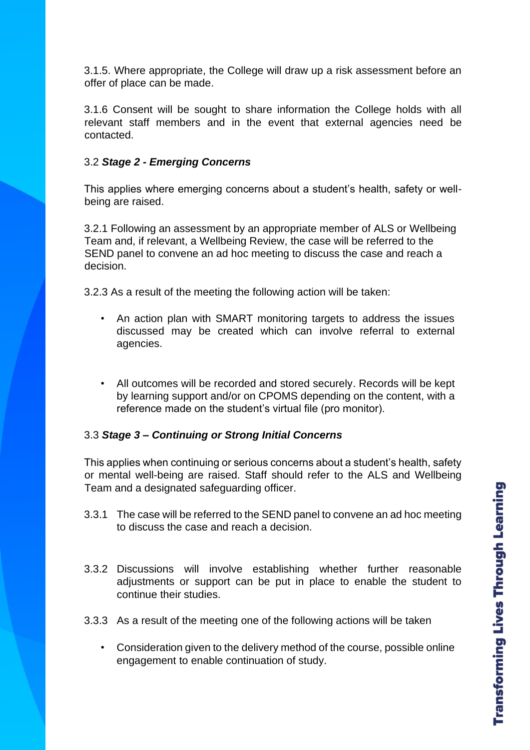3.1.5. Where appropriate, the College will draw up a risk assessment before an offer of place can be made.

3.1.6 Consent will be sought to share information the College holds with all relevant staff members and in the event that external agencies need be contacted.

### 3.2 *Stage 2 - Emerging Concerns*

This applies where emerging concerns about a student's health, safety or well-being are raised.

3.2.1 Following an assessment by an appropriate member of ALS or Wellbeing Team and, if relevant, a Wellbeing Review, the case will be referred to the SEND panel to convene an ad hoc meeting to discuss the case and reach a decision.

3.2.3 As a result of the meeting the following action will be taken:

- An action plan with SMART monitoring targets to address the issues discussed may be created which can involve referral to external agencies.
- All outcomes will be recorded and stored securely. Records will be kept by learning support and/or on CPOMS depending on the content, with a reference made on the student's virtual file (pro monitor).

### 3.3 *Stage 3 – Continuing or Strong Initial Concerns*

This applies when continuing or serious concerns about a student's health, safety or mental well-being are raised. Staff should refer to the ALS and Wellbeing Team and a designated safeguarding officer.

3.3.1 The case will be referred to the SEND panel to convene an ad hoc meeting to discuss the case and reach a decision.

3.3.2 Discussions will involve establishing whether further reasonable adjustments or support can be put in place to enable the student to continue their studies.

3.3.3 As a result of the meeting one of the following actions will be taken

- Consideration given to the delivery method of the course, possible online engagement to enable continuation of study.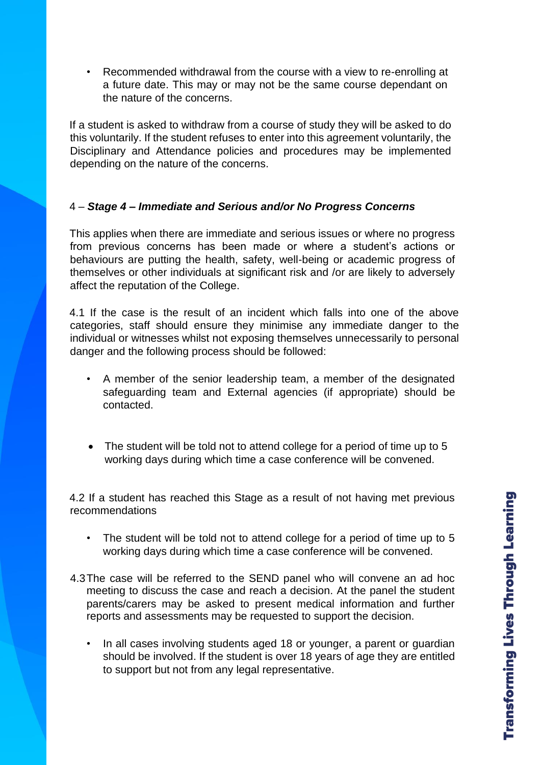- Recommended withdrawal from the course with a view to re-enrolling at a future date. This may or may not be the same course dependant on the nature of the concerns.

If a student is asked to withdraw from a course of study they will be asked to do this voluntarily. If the student refuses to enter into this agreement voluntarily, the Disciplinary and Attendance policies and procedures may be implemented depending on the nature of the concerns.

### 4 – *Stage 4 – Immediate and Serious and/or No Progress Concerns*

This applies when there are immediate and serious issues or where no progress from previous concerns has been made or where a student's actions or behaviours are putting the health, safety, well-being or academic progress of themselves or other individuals at significant risk and /or are likely to adversely affect the reputation of the College.

4.1 If the case is the result of an incident which falls into one of the above categories, staff should ensure they minimise any immediate danger to the individual or witnesses whilst not exposing themselves unnecessarily to personal danger and the following process should be followed:

- A member of the senior leadership team, a member of the designated safeguarding team and External agencies (if appropriate) should be contacted.

- The student will be told not to attend college for a period of time up to 5 working days during which time a case conference will be convened.

4.2 If a student has reached this Stage as a result of not having met previous recommendations

- The student will be told not to attend college for a period of time up to 5 working days during which time a case conference will be convened.

4.3 The case will be referred to the SEND panel who will convene an ad hoc meeting to discuss the case and reach a decision. At the panel the student parents/carers may be asked to present medical information and further reports and assessments may be requested to support the decision.

- In all cases involving students aged 18 or younger, a parent or guardian should be involved. If the student is over 18 years of age they are entitled to support but not from any legal representative.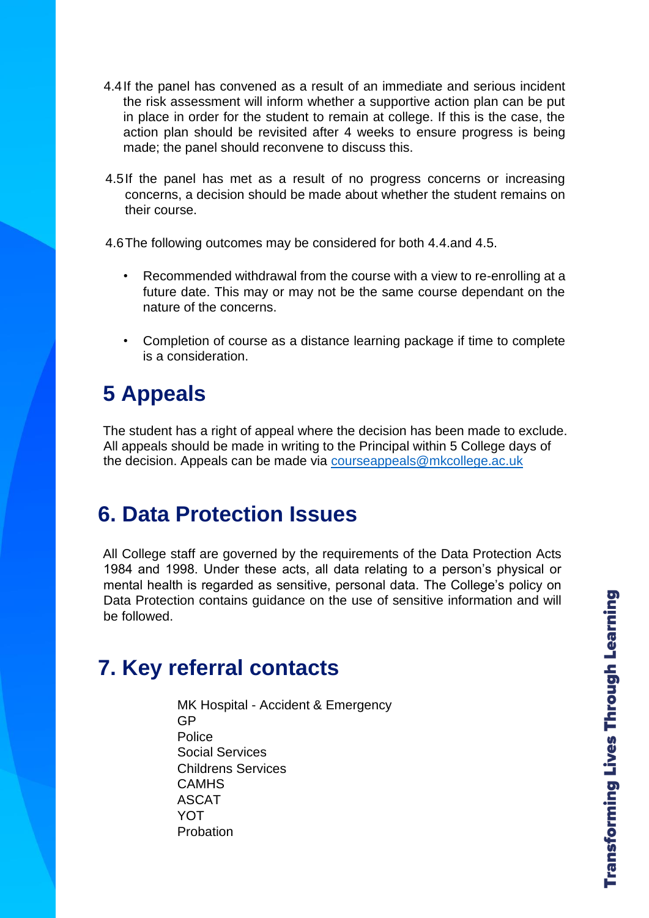4.4 If the panel has convened as a result of an immediate and serious incident the risk assessment will inform whether a supportive action plan can be put in place in order for the student to remain at college. If this is the case, the action plan should be revisited after 4 weeks to ensure progress is being made; the panel should reconvene to discuss this.

4.5 If the panel has met as a result of no progress concerns or increasing concerns, a decision should be made about whether the student remains on their course.

4.6 The following outcomes may be considered for both 4.4.and 4.5.

- Recommended withdrawal from the course with a view to re-enrolling at a future date. This may or may not be the same course dependant on the nature of the concerns.
- Completion of course as a distance learning package if time to complete is a consideration.

# 5 Appeals

The student has a right of appeal where the decision has been made to exclude. All appeals should be made in writing to the Principal within 5 College days of the decision. Appeals can be made via courseappeals@mkcollege.ac.uk

# 6. Data Protection Issues

All College staff are governed by the requirements of the Data Protection Acts 1984 and 1998. Under these acts, all data relating to a person's physical or mental health is regarded as sensitive, personal data. The College's policy on Data Protection contains guidance on the use of sensitive information and will be followed.

# 7. Key referral contacts

MK Hospital - Accident & Emergency
GP
Police
Social Services
Childrens Services
CAMHS
ASCAT
YOT
Probation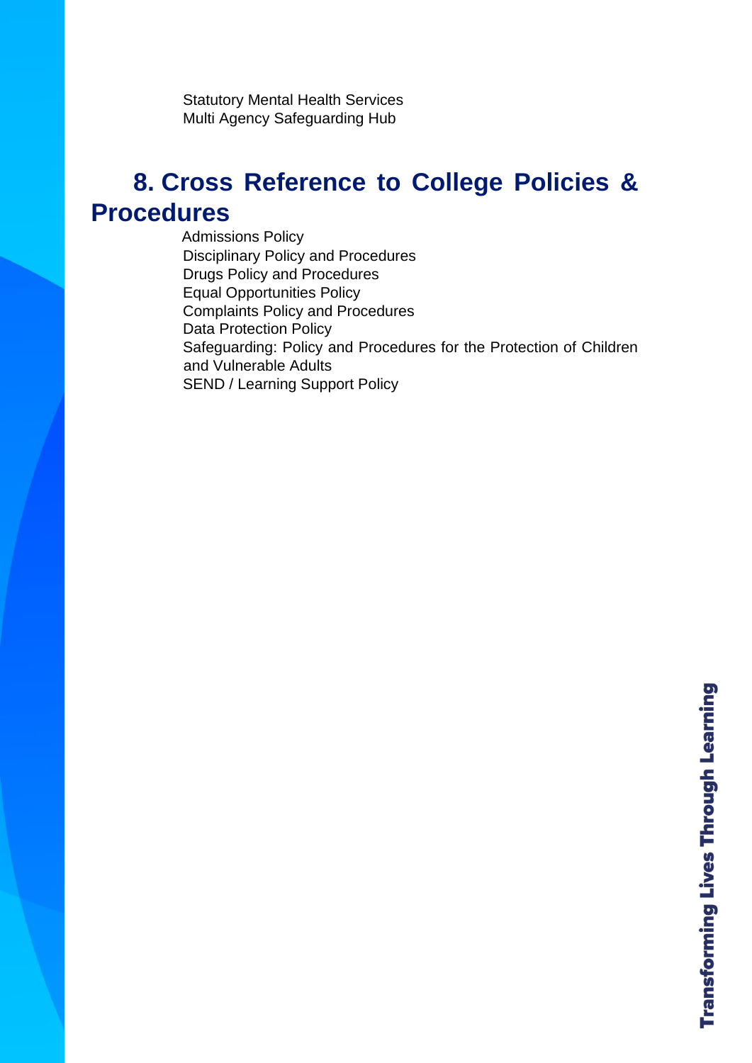Statutory Mental Health Services
Multi Agency Safeguarding Hub

## 8. Cross Reference to College Policies & Procedures

Admissions Policy
Disciplinary Policy and Procedures
Drugs Policy and Procedures
Equal Opportunities Policy
Complaints Policy and Procedures
Data Protection Policy
Safeguarding: Policy and Procedures for the Protection of Children and Vulnerable Adults
SEND / Learning Support Policy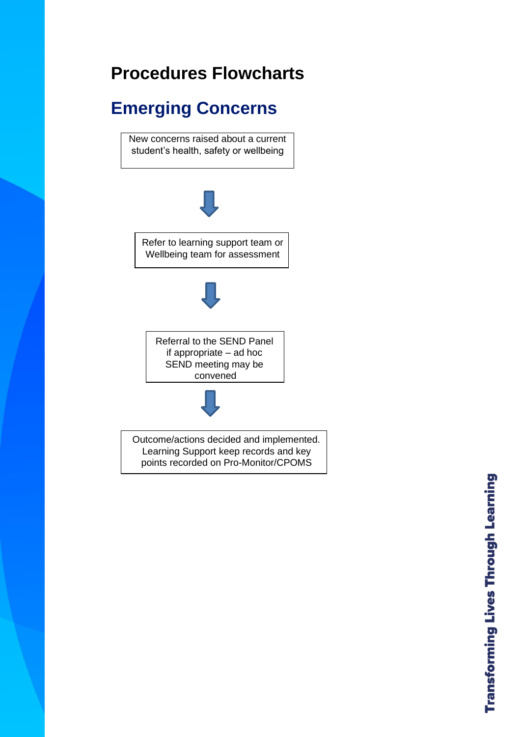# Procedures Flowcharts

## Emerging Concerns

New concerns raised about a current student's health, safety or wellbeing

↓

Refer to learning support team or Wellbeing team for assessment

↓

Referral to the SEND Panel if appropriate – ad hoc SEND meeting may be convened

↓

Outcome/actions decided and implemented. Learning Support keep records and key points recorded on Pro-Monitor/CPOMS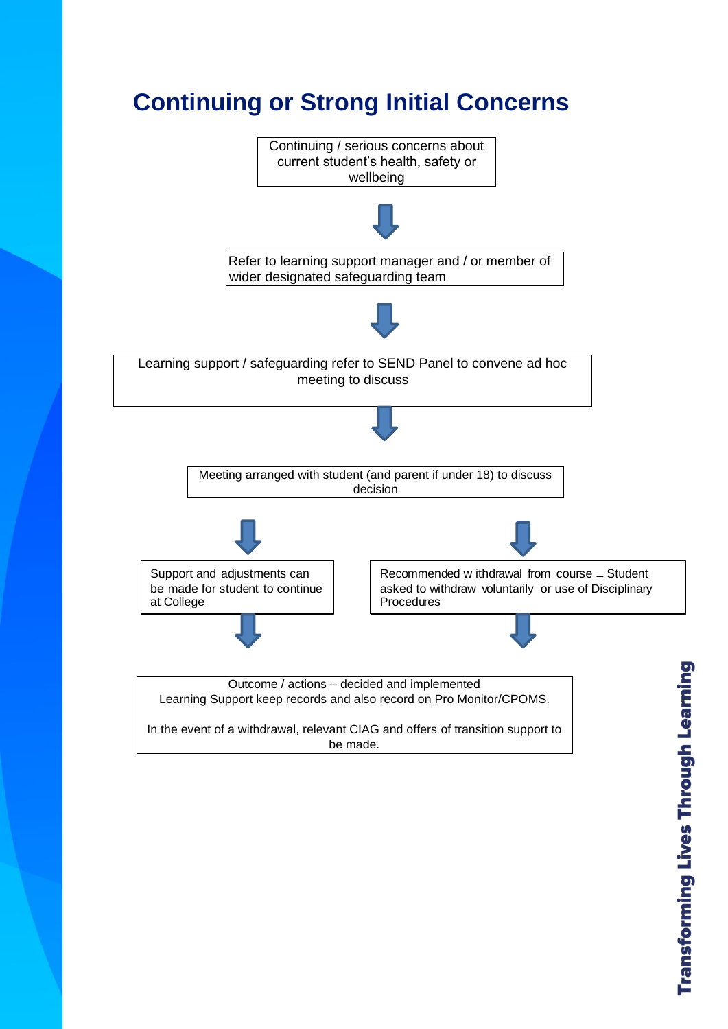# Continuing or Strong Initial Concerns

Continuing / serious concerns about current student's health, safety or wellbeing

↓

Refer to learning support manager and / or member of wider designated safeguarding team

↓

Learning support / safeguarding refer to SEND Panel to convene ad hoc meeting to discuss

↓

Meeting arranged with student (and parent if under 18) to discuss decision

↓

- Support and adjustments can be made for student to continue at College
- Recommended withdrawal from course – Student asked to withdraw voluntarily or use of Disciplinary Procedures

↓

Outcome / actions – decided and implemented
Learning Support keep records and also record on Pro Monitor/CPOMS.

In the event of a withdrawal, relevant CIAG and offers of transition support to be made.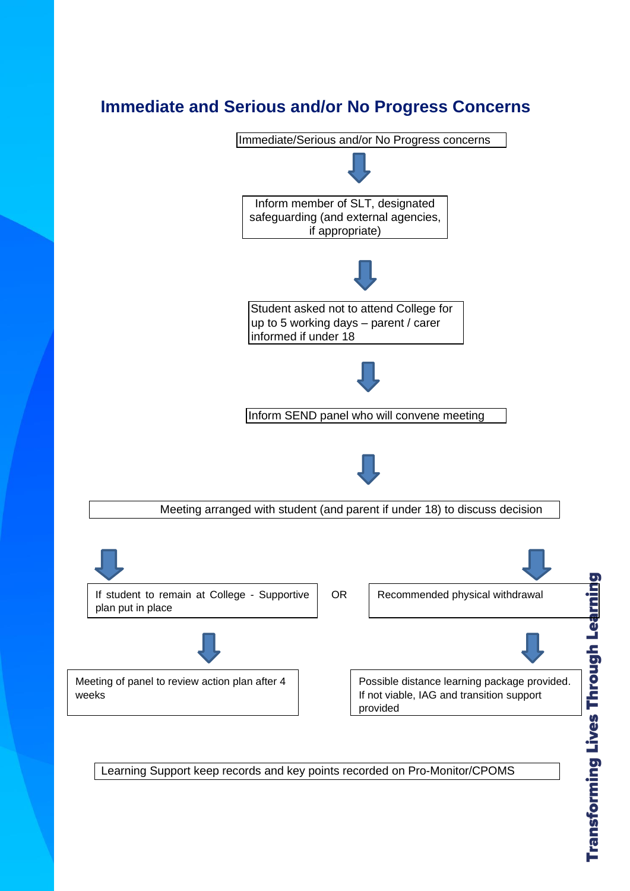## Immediate and Serious and/or No Progress Concerns

Immediate/Serious and/or No Progress concerns

↓

Inform member of SLT, designated safeguarding (and external agencies, if appropriate)

↓

Student asked not to attend College for up to 5 working days – parent / carer informed if under 18

↓

Inform SEND panel who will convene meeting

↓

Meeting arranged with student (and parent if under 18) to discuss decision

↓

If student to remain at College - Supportive plan put in place

↓

Meeting of panel to review action plan after 4 weeks

OR

Recommended physical withdrawal

↓

Possible distance learning package provided. If not viable, IAG and transition support provided

Learning Support keep records and key points recorded on Pro-Monitor/CPOMS

Transforming Lives Through Learning